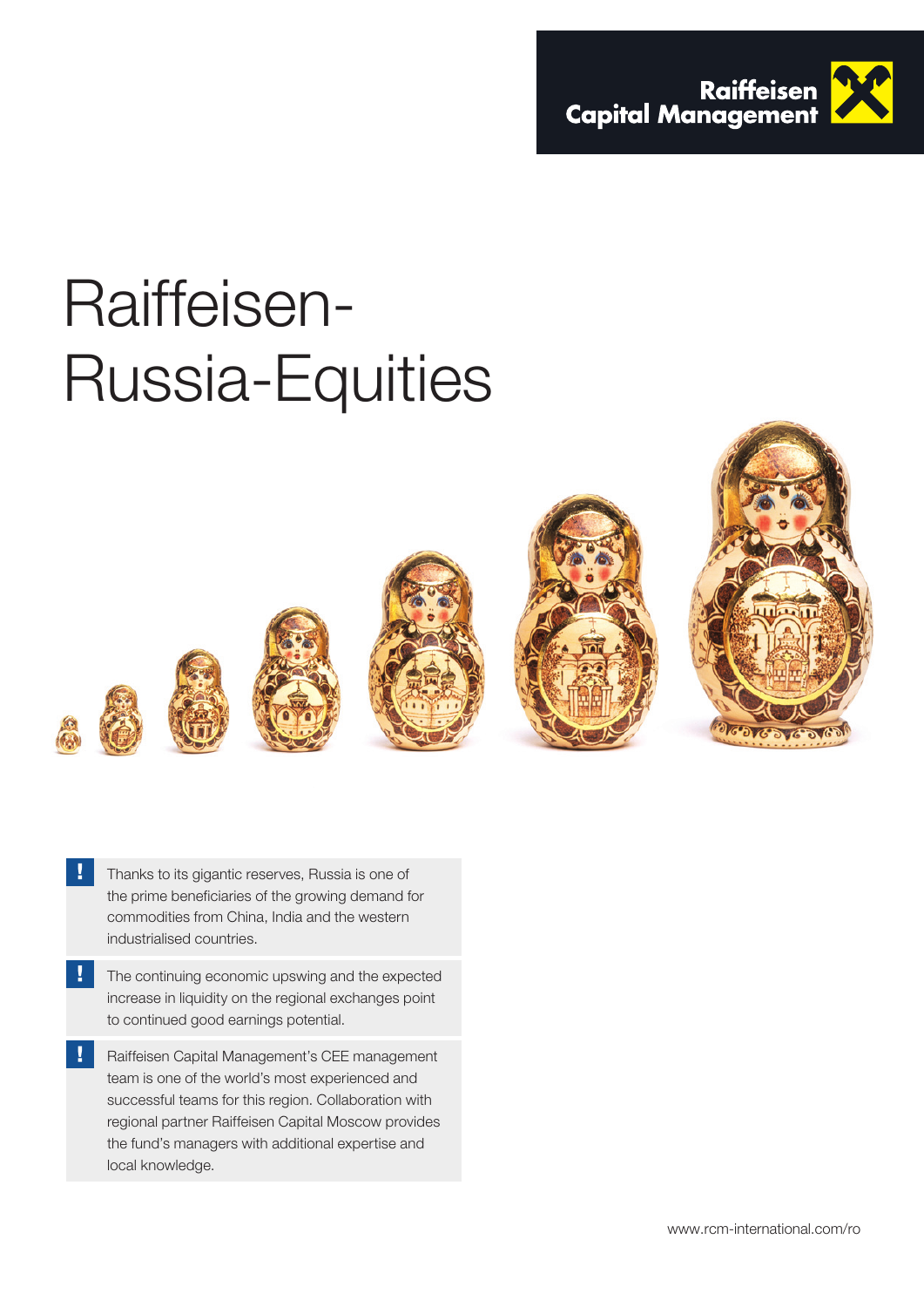Raiffeisen Capital Management

# Raiffeisen-Russia-Equities

- Thanks to its gigantic reserves, Russia is one of the prime beneficiaries of the growing demand for commodities from China, India and the western industrialised countries.
- The continuing economic upswing and the expected increase in liquidity on the regional exchanges point to continued good earnings potential.
- Raiffeisen Capital Management's CEE management team is one of the world's most experienced and successful teams for this region. Collaboration with regional partner Raiffeisen Capital Moscow provides the fund's managers with additional expertise and local knowledge.

www.rcm-international.com/ro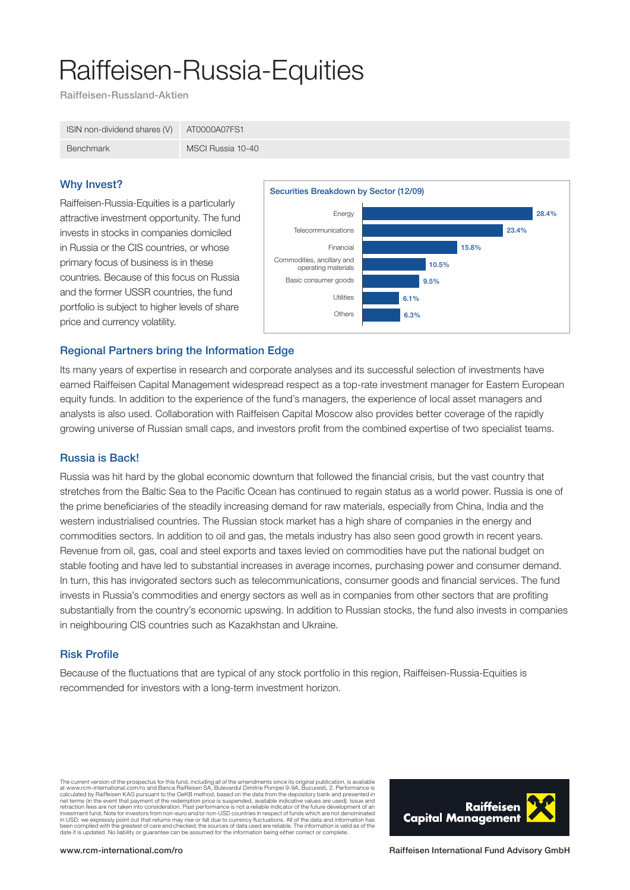# Raiffeisen-Russia-Equities

Raiffeisen-Russland-Aktien

| | |
|---|---|
| ISIN non-dividend shares (V) | AT0000A07FS1 |
| Benchmark | MSCI Russia 10-40 |

## Why Invest?

Raiffeisen-Russia-Equities is a particularly attractive investment opportunity. The fund invests in stocks in companies domiciled in Russia or the CIS countries, or whose primary focus of business is in these countries. Because of this focus on Russia and the former USSR countries, the fund portfolio is subject to higher levels of share price and currency volatility.

Securities Breakdown by Sector (12/09)

Energy 28.4%
Telecommunications 23.4%
Financial 15.8%
Commodities, ancillary and operating materials 10.5%
Basic consumer goods 9.5%
Utilities 6.1%
Others 6.3%

## Regional Partners bring the Information Edge

Its many years of expertise in research and corporate analyses and its successful selection of investments have earned Raiffeisen Capital Management widespread respect as a top-rate investment manager for Eastern European equity funds. In addition to the experience of the fund's managers, the experience of local asset managers and analysts is also used. Collaboration with Raiffeisen Capital Moscow also provides better coverage of the rapidly growing universe of Russian small caps, and investors profit from the combined expertise of two specialist teams.

## Russia is Back!

Russia was hit hard by the global economic downturn that followed the financial crisis, but the vast country that stretches from the Baltic Sea to the Pacific Ocean has continued to regain status as a world power. Russia is one of the prime beneficiaries of the steadily increasing demand for raw materials, especially from China, India and the western industrialised countries. The Russian stock market has a high share of companies in the energy and commodities sectors. In addition to oil and gas, the metals industry has also seen good growth in recent years. Revenue from oil, gas, coal and steel exports and taxes levied on commodities have put the national budget on stable footing and have led to substantial increases in average incomes, purchasing power and consumer demand. In turn, this has invigorated sectors such as telecommunications, consumer goods and financial services. The fund invests in Russia's commodities and energy sectors as well as in companies from other sectors that are profiting substantially from the country's economic upswing. In addition to Russian stocks, the fund also invests in companies in neighbouring CIS countries such as Kazakhstan and Ukraine.

## Risk Profile

Because of the fluctuations that are typical of any stock portfolio in this region, Raiffeisen-Russia-Equities is recommended for investors with a long-term investment horizon.

The current version of the prospectus for this fund, including all of the amendments since its original publication, is available at www.rcm-international.com/ro and Banca Raiffeisen SA, Bulevardul Dimitrie Pompei 9-9A, Bucuresti, 2. Performance is calculated by Raiffeisen KAG pursuant to the OeKB method, based on the data from the depository bank and presented in net terms (in the event that payment of the redemption price is suspended, available indicative values are used). Issue and retraction fees are not taken into consideration. Past performance is not a reliable indicator of the future development of an investment fund. Note for investors from non-euro and/or non-USD countries in respect of funds which are not denominated in USD: we expressly point out that returns may rise or fall due to currency fluctuations. All of the data and information has been compiled with the greatest of care and checked; the sources of data used are reliable. The information is valid as of the date it is updated. No liability or guarantee can be assumed for the information being either correct or complete.

Raiffeisen Capital Management

www.rcm-international.com/ro

Raiffeisen International Fund Advisory GmbH